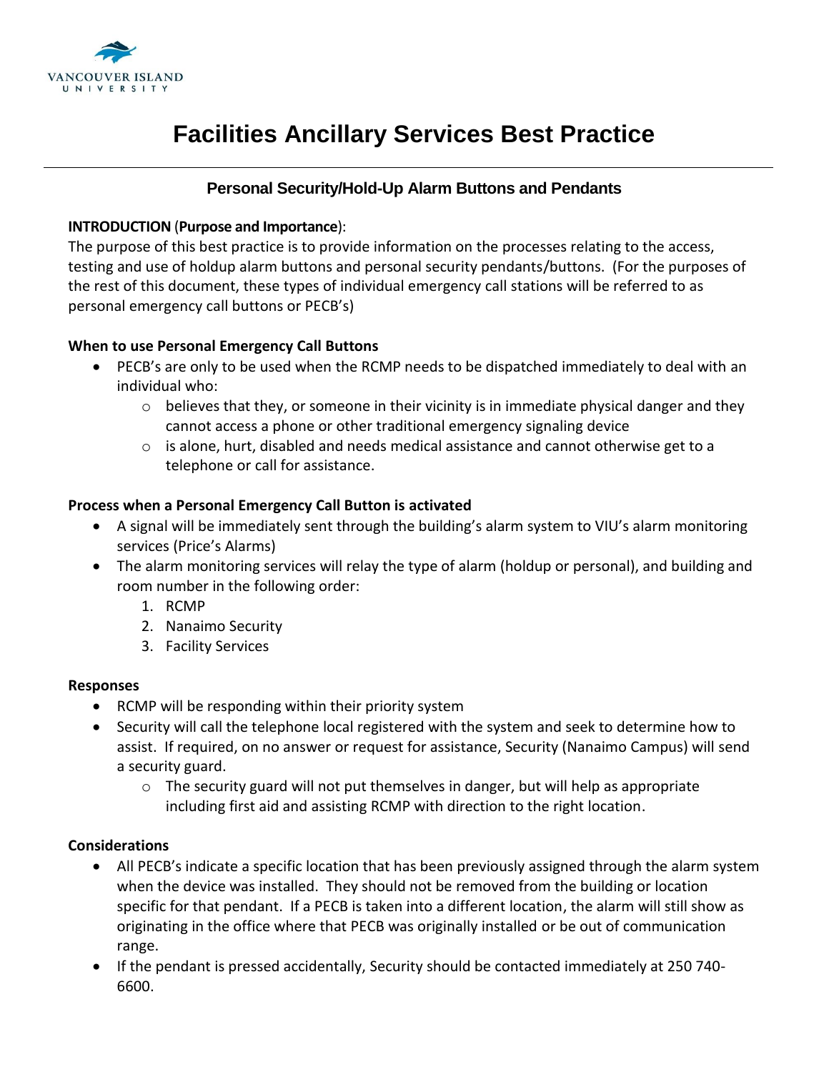# Facilities Ancillary Services Best Practice

## Personal Security/Hold-Up Alarm Buttons and Pendants

**INTRODUCTION** (**Purpose and Importance**):

The purpose of this best practice is to provide information on the processes relating to the access, testing and use of holdup alarm buttons and personal security pendants/buttons. (For the purposes of the rest of this document, these types of individual emergency call stations will be referred to as personal emergency call buttons or PECB's)

**When to use Personal Emergency Call Buttons**

- PECB's are only to be used when the RCMP needs to be dispatched immediately to deal with an individual who:
  - believes that they, or someone in their vicinity is in immediate physical danger and they cannot access a phone or other traditional emergency signaling device
  - is alone, hurt, disabled and needs medical assistance and cannot otherwise get to a telephone or call for assistance.

**Process when a Personal Emergency Call Button is activated**

- A signal will be immediately sent through the building's alarm system to VIU's alarm monitoring services (Price's Alarms)
- The alarm monitoring services will relay the type of alarm (holdup or personal), and building and room number in the following order:
  1. RCMP
  2. Nanaimo Security
  3. Facility Services

**Responses**

- RCMP will be responding within their priority system
- Security will call the telephone local registered with the system and seek to determine how to assist. If required, on no answer or request for assistance, Security (Nanaimo Campus) will send a security guard.
  - The security guard will not put themselves in danger, but will help as appropriate including first aid and assisting RCMP with direction to the right location.

**Considerations**

- All PECB's indicate a specific location that has been previously assigned through the alarm system when the device was installed. They should not be removed from the building or location specific for that pendant. If a PECB is taken into a different location, the alarm will still show as originating in the office where that PECB was originally installed or be out of communication range.
- If the pendant is pressed accidentally, Security should be contacted immediately at 250 740-6600.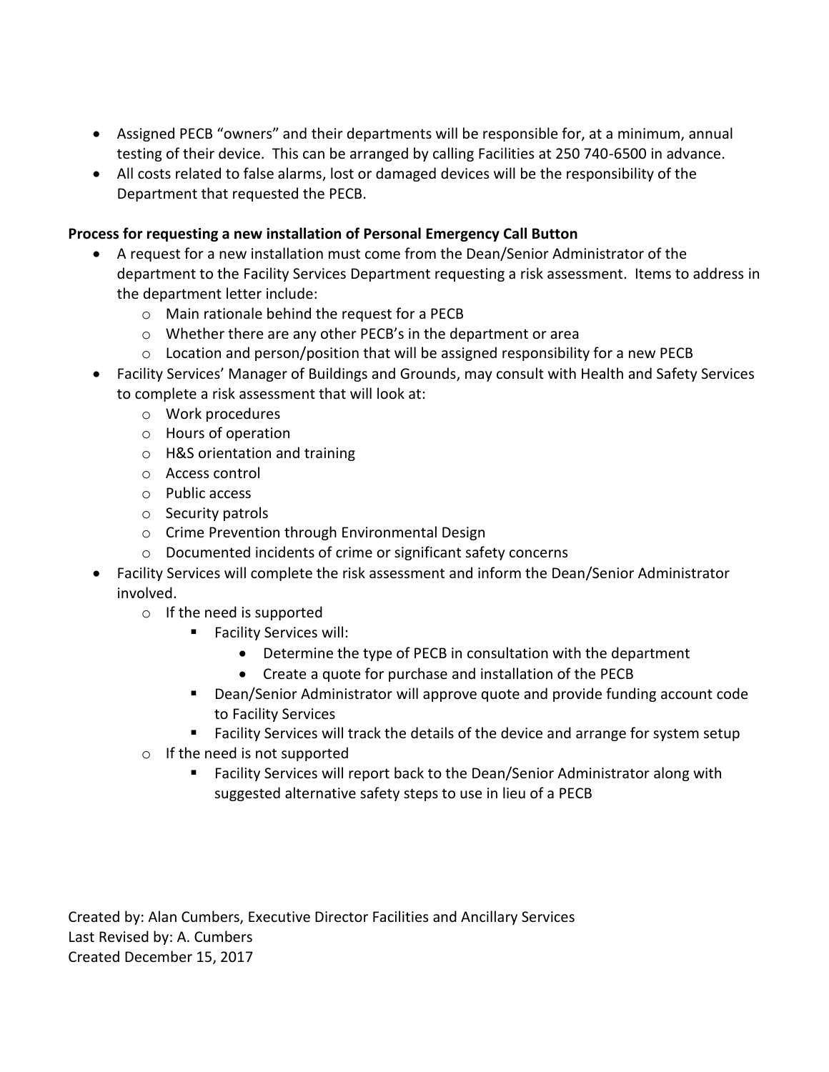- Assigned PECB "owners" and their departments will be responsible for, at a minimum, annual testing of their device. This can be arranged by calling Facilities at 250 740-6500 in advance.
- All costs related to false alarms, lost or damaged devices will be the responsibility of the Department that requested the PECB.

**Process for requesting a new installation of Personal Emergency Call Button**

- A request for a new installation must come from the Dean/Senior Administrator of the department to the Facility Services Department requesting a risk assessment. Items to address in the department letter include:
    - Main rationale behind the request for a PECB
    - Whether there are any other PECB's in the department or area
    - Location and person/position that will be assigned responsibility for a new PECB
- Facility Services' Manager of Buildings and Grounds, may consult with Health and Safety Services to complete a risk assessment that will look at:
    - Work procedures
    - Hours of operation
    - H&S orientation and training
    - Access control
    - Public access
    - Security patrols
    - Crime Prevention through Environmental Design
    - Documented incidents of crime or significant safety concerns
- Facility Services will complete the risk assessment and inform the Dean/Senior Administrator involved.
    - If the need is supported
        - Facility Services will:
            - Determine the type of PECB in consultation with the department
            - Create a quote for purchase and installation of the PECB
        - Dean/Senior Administrator will approve quote and provide funding account code to Facility Services
        - Facility Services will track the details of the device and arrange for system setup
    - If the need is not supported
        - Facility Services will report back to the Dean/Senior Administrator along with suggested alternative safety steps to use in lieu of a PECB

Created by: Alan Cumbers, Executive Director Facilities and Ancillary Services
Last Revised by: A. Cumbers
Created December 15, 2017